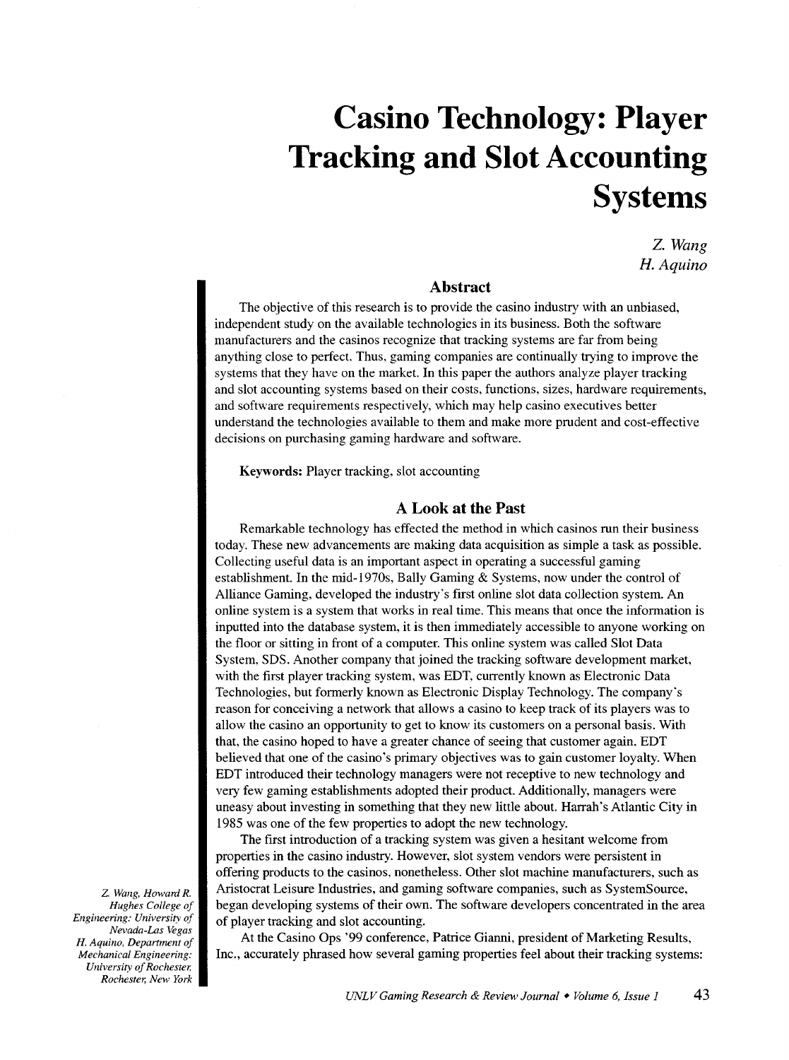# Casino Technology: Player Tracking and Slot Accounting Systems

*Z. Wang*
*H. Aquino*

## Abstract

The objective of this research is to provide the casino industry with an unbiased, independent study on the available technologies in its business. Both the software manufacturers and the casinos recognize that tracking systems are far from being anything close to perfect. Thus, gaming companies are continually trying to improve the systems that they have on the market. In this paper the authors analyze player tracking and slot accounting systems based on their costs, functions, sizes, hardware requirements, and software requirements respectively, which may help casino executives better understand the technologies available to them and make more prudent and cost-effective decisions on purchasing gaming hardware and software.

**Keywords:** Player tracking, slot accounting

## A Look at the Past

Remarkable technology has effected the method in which casinos run their business today. These new advancements are making data acquisition as simple a task as possible. Collecting useful data is an important aspect in operating a successful gaming establishment. In the mid-1970s, Bally Gaming & Systems, now under the control of Alliance Gaming, developed the industry's first online slot data collection system. An online system is a system that works in real time. This means that once the information is inputted into the database system, it is then immediately accessible to anyone working on the floor or sitting in front of a computer. This online system was called Slot Data System, SDS. Another company that joined the tracking software development market, with the first player tracking system, was EDT, currently known as Electronic Data Technologies, but formerly known as Electronic Display Technology. The company's reason for conceiving a network that allows a casino to keep track of its players was to allow the casino an opportunity to get to know its customers on a personal basis. With that, the casino hoped to have a greater chance of seeing that customer again. EDT believed that one of the casino's primary objectives was to gain customer loyalty. When EDT introduced their technology managers were not receptive to new technology and very few gaming establishments adopted their product. Additionally, managers were uneasy about investing in something that they new little about. Harrah's Atlantic City in 1985 was one of the few properties to adopt the new technology.

The first introduction of a tracking system was given a hesitant welcome from properties in the casino industry. However, slot system vendors were persistent in offering products to the casinos, nonetheless. Other slot machine manufacturers, such as Aristocrat Leisure Industries, and gaming software companies, such as SystemSource, began developing systems of their own. The software developers concentrated in the area of player tracking and slot accounting.

At the Casino Ops '99 conference, Patrice Gianni, president of Marketing Results, Inc., accurately phrased how several gaming properties feel about their tracking systems:

*Z. Wang, Howard R. Hughes College of Engineering: University of Nevada-Las Vegas*
*H. Aquino, Department of Mechanical Engineering: University of Rochester, Rochester, New York*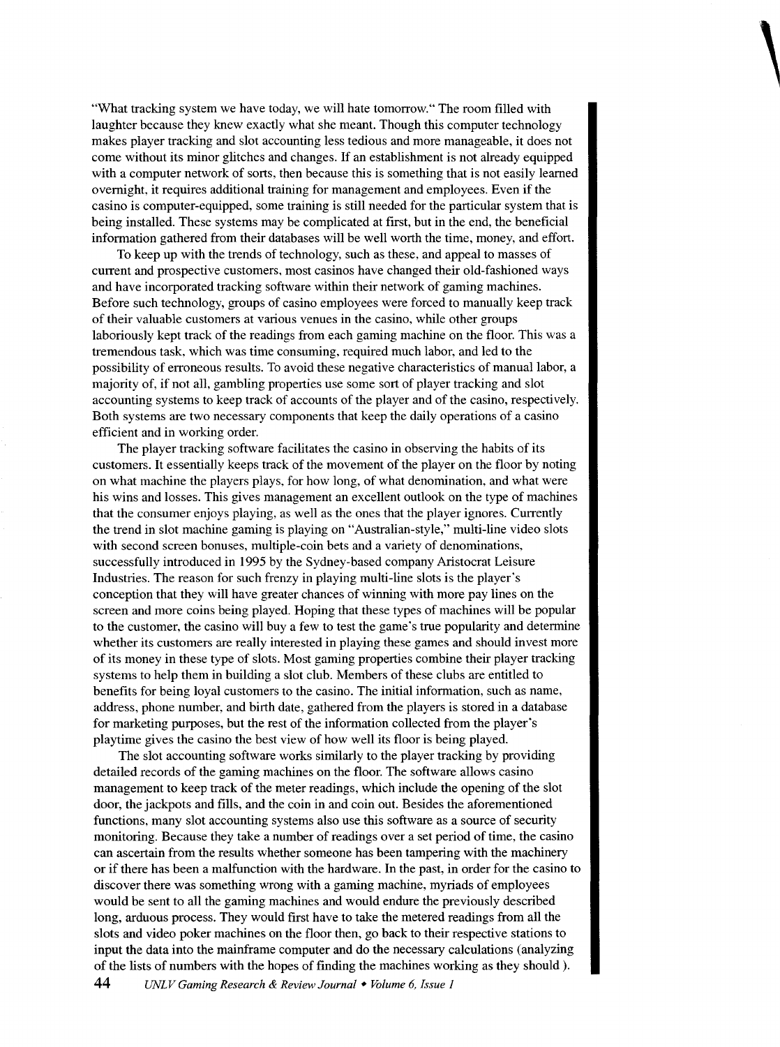"What tracking system we have today, we will hate tomorrow." The room filled with laughter because they knew exactly what she meant. Though this computer technology makes player tracking and slot accounting less tedious and more manageable, it does not come without its minor glitches and changes. If an establishment is not already equipped with a computer network of sorts, then because this is something that is not easily learned overnight, it requires additional training for management and employees. Even if the casino is computer-equipped, some training is still needed for the particular system that is being installed. These systems may be complicated at first, but in the end, the beneficial information gathered from their databases will be well worth the time, money, and effort.

To keep up with the trends of technology, such as these, and appeal to masses of current and prospective customers, most casinos have changed their old-fashioned ways and have incorporated tracking software within their network of gaming machines. Before such technology, groups of casino employees were forced to manually keep track of their valuable customers at various venues in the casino, while other groups laboriously kept track of the readings from each gaming machine on the floor. This was a tremendous task, which was time consuming, required much labor, and led to the possibility of erroneous results. To avoid these negative characteristics of manual labor, a majority of, if not all, gambling properties use some sort of player tracking and slot accounting systems to keep track of accounts of the player and of the casino, respectively. Both systems are two necessary components that keep the daily operations of a casino efficient and in working order.

The player tracking software facilitates the casino in observing the habits of its customers. It essentially keeps track of the movement of the player on the floor by noting on what machine the players plays, for how long, of what denomination, and what were his wins and losses. This gives management an excellent outlook on the type of machines that the consumer enjoys playing, as well as the ones that the player ignores. Currently the trend in slot machine gaming is playing on "Australian-style," multi-line video slots with second screen bonuses, multiple-coin bets and a variety of denominations, successfully introduced in 1995 by the Sydney-based company Aristocrat Leisure Industries. The reason for such frenzy in playing multi-line slots is the player's conception that they will have greater chances of winning with more pay lines on the screen and more coins being played. Hoping that these types of machines will be popular to the customer, the casino will buy a few to test the game's true popularity and determine whether its customers are really interested in playing these games and should invest more of its money in these type of slots. Most gaming properties combine their player tracking systems to help them in building a slot club. Members of these clubs are entitled to benefits for being loyal customers to the casino. The initial information, such as name, address, phone number, and birth date, gathered from the players is stored in a database for marketing purposes, but the rest of the information collected from the player's playtime gives the casino the best view of how well its floor is being played.

The slot accounting software works similarly to the player tracking by providing detailed records of the gaming machines on the floor. The software allows casino management to keep track of the meter readings, which include the opening of the slot door, the jackpots and fills, and the coin in and coin out. Besides the aforementioned functions, many slot accounting systems also use this software as a source of security monitoring. Because they take a number of readings over a set period of time, the casino can ascertain from the results whether someone has been tampering with the machinery or if there has been a malfunction with the hardware. In the past, in order for the casino to discover there was something wrong with a gaming machine, myriads of employees would be sent to all the gaming machines and would endure the previously described long, arduous process. They would first have to take the metered readings from all the slots and video poker machines on the floor then, go back to their respective stations to input the data into the mainframe computer and do the necessary calculations (analyzing of the lists of numbers with the hopes of finding the machines working as they should ).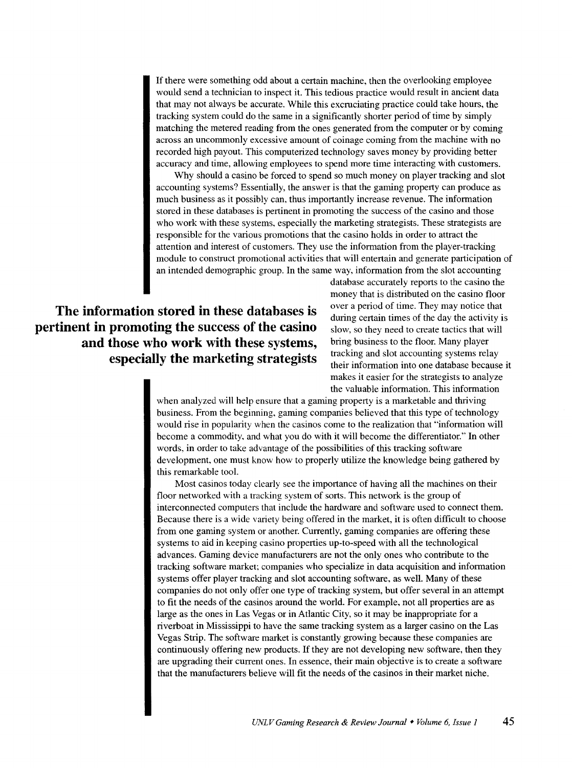If there were something odd about a certain machine, then the overlooking employee would send a technician to inspect it. This tedious practice would result in ancient data that may not always be accurate. While this excruciating practice could take hours, the tracking system could do the same in a significantly shorter period of time by simply matching the metered reading from the ones generated from the computer or by coming across an uncommonly excessive amount of coinage coming from the machine with no recorded high payout. This computerized technology saves money by providing better accuracy and time, allowing employees to spend more time interacting with customers.

Why should a casino be forced to spend so much money on player tracking and slot accounting systems? Essentially, the answer is that the gaming property can produce as much business as it possibly can, thus importantly increase revenue. The information stored in these databases is pertinent in promoting the success of the casino and those who work with these systems, especially the marketing strategists. These strategists are responsible for the various promotions that the casino holds in order to attract the attention and interest of customers. They use the information from the player-tracking module to construct promotional activities that will entertain and generate participation of an intended demographic group. In the same way, information from the slot accounting database accurately reports to the casino the money that is distributed on the casino floor over a period of time. They may notice that during certain times of the day the activity is slow, so they need to create tactics that will bring business to the floor. Many player tracking and slot accounting systems relay their information into one database because it makes it easier for the strategists to analyze the valuable information. This information when analyzed will help ensure that a gaming property is a marketable and thriving business. From the beginning, gaming companies believed that this type of technology would rise in popularity when the casinos come to the realization that "information will become a commodity, and what you do with it will become the differentiator." In other words, in order to take advantage of the possibilities of this tracking software development, one must know how to properly utilize the knowledge being gathered by this remarkable tool.

**The information stored in these databases is pertinent in promoting the success of the casino and those who work with these systems, especially the marketing strategists**

Most casinos today clearly see the importance of having all the machines on their floor networked with a tracking system of sorts. This network is the group of interconnected computers that include the hardware and software used to connect them. Because there is a wide variety being offered in the market, it is often difficult to choose from one gaming system or another. Currently, gaming companies are offering these systems to aid in keeping casino properties up-to-speed with all the technological advances. Gaming device manufacturers are not the only ones who contribute to the tracking software market; companies who specialize in data acquisition and information systems offer player tracking and slot accounting software, as well. Many of these companies do not only offer one type of tracking system, but offer several in an attempt to fit the needs of the casinos around the world. For example, not all properties are as large as the ones in Las Vegas or in Atlantic City, so it may be inappropriate for a riverboat in Mississippi to have the same tracking system as a larger casino on the Las Vegas Strip. The software market is constantly growing because these companies are continuously offering new products. If they are not developing new software, then they are upgrading their current ones. In essence, their main objective is to create a software that the manufacturers believe will fit the needs of the casinos in their market niche.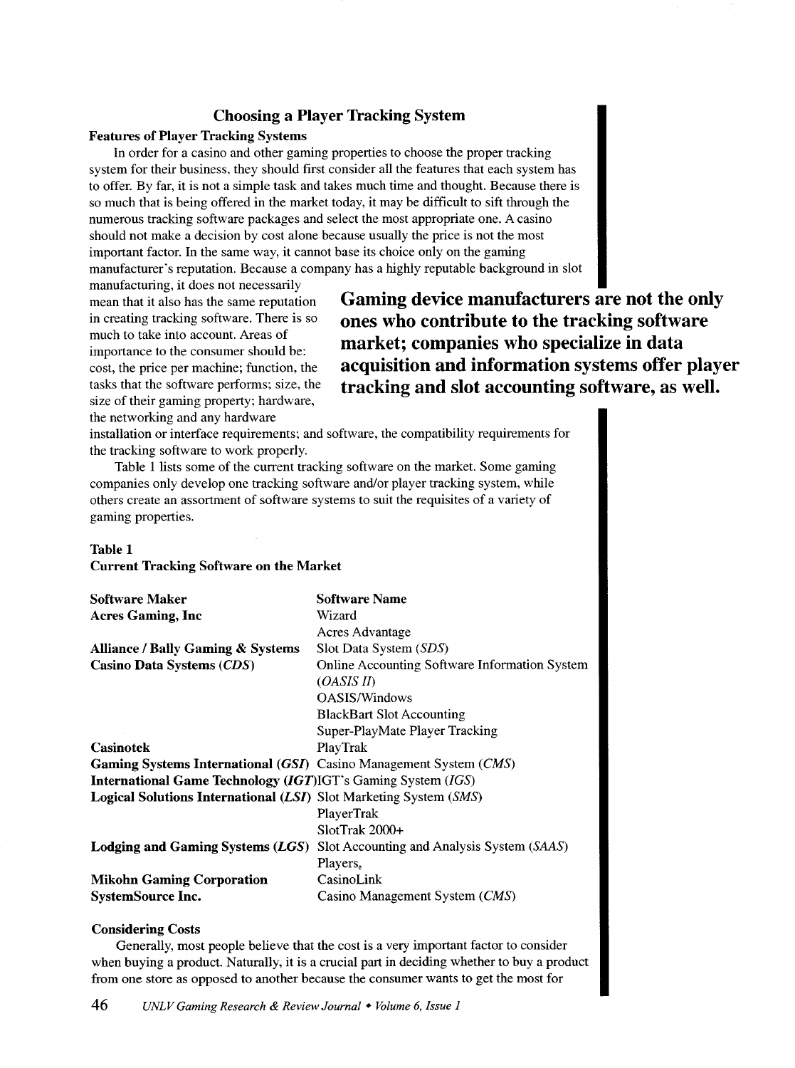## Choosing a Player Tracking System

### Features of Player Tracking Systems

In order for a casino and other gaming properties to choose the proper tracking system for their business, they should first consider all the features that each system has to offer. By far, it is not a simple task and takes much time and thought. Because there is so much that is being offered in the market today, it may be difficult to sift through the numerous tracking software packages and select the most appropriate one. A casino should not make a decision by cost alone because usually the price is not the most important factor. In the same way, it cannot base its choice only on the gaming manufacturer's reputation. Because a company has a highly reputable background in slot manufacturing, it does not necessarily mean that it also has the same reputation in creating tracking software. There is so much to take into account. Areas of importance to the consumer should be: cost, the price per machine; function, the tasks that the software performs; size, the size of their gaming property; hardware, the networking and any hardware installation or interface requirements; and software, the compatibility requirements for the tracking software to work properly.

**Gaming device manufacturers are not the only ones who contribute to the tracking software market; companies who specialize in data acquisition and information systems offer player tracking and slot accounting software, as well.**

Table 1 lists some of the current tracking software on the market. Some gaming companies only develop one tracking software and/or player tracking system, while others create an assortment of software systems to suit the requisites of a variety of gaming properties.

**Table 1**
**Current Tracking Software on the Market**

| Software Maker | Software Name |
| --- | --- |
| **Acres Gaming, Inc** | Wizard |
| | Acres Advantage |
| **Alliance / Bally Gaming & Systems** | Slot Data System (*SDS*) |
| **Casino Data Systems (*CDS*)** | Online Accounting Software Information System (*OASIS II*) |
| | OASIS/Windows |
| | BlackBart Slot Accounting |
| | Super-PlayMate Player Tracking |
| **Casinotek** | PlayTrak |
| **Gaming Systems International (*GSI*)** | Casino Management System (*CMS*) |
| **International Game Technology (*IGT*)** | IGT's Gaming System (*IGS*) |
| **Logical Solutions International (*LSI*)** | Slot Marketing System (*SMS*) |
| | PlayerTrak |
| | SlotTrak 2000+ |
| **Lodging and Gaming Systems (*LGS*)** | Slot Accounting and Analysis System (*SAAS*) |
| | Players$_e$ |
| **Mikohn Gaming Corporation** | CasinoLink |
| **SystemSource Inc.** | Casino Management System (*CMS*) |

### Considering Costs

Generally, most people believe that the cost is a very important factor to consider when buying a product. Naturally, it is a crucial part in deciding whether to buy a product from one store as opposed to another because the consumer wants to get the most for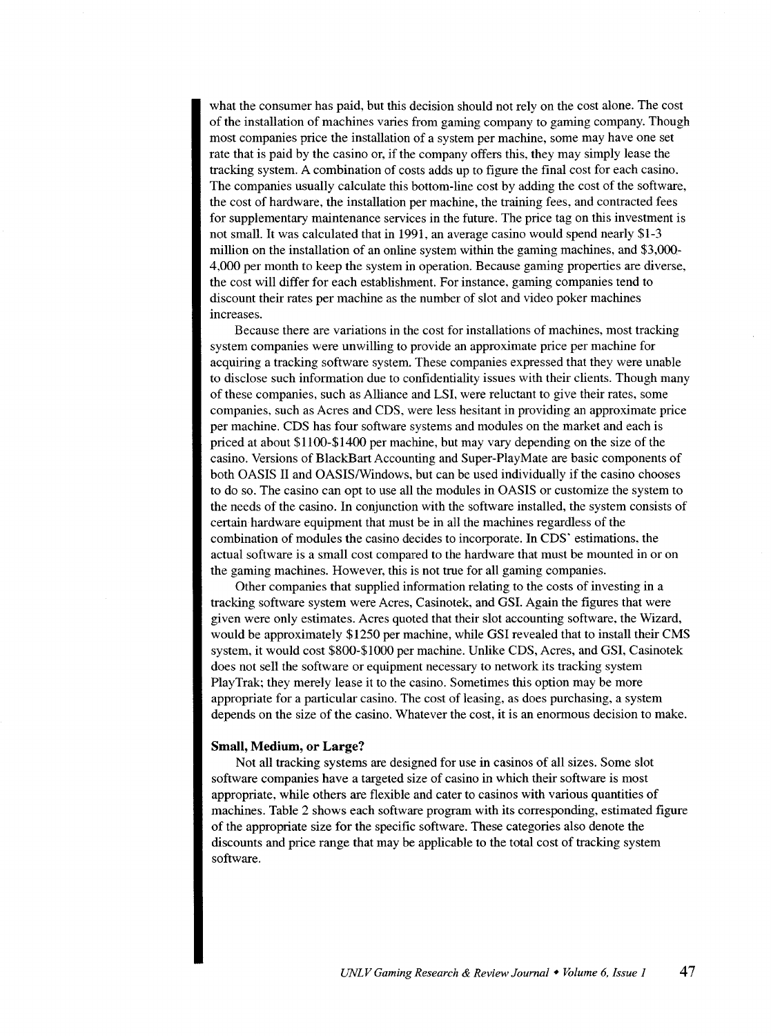what the consumer has paid, but this decision should not rely on the cost alone. The cost of the installation of machines varies from gaming company to gaming company. Though most companies price the installation of a system per machine, some may have one set rate that is paid by the casino or, if the company offers this, they may simply lease the tracking system. A combination of costs adds up to figure the final cost for each casino. The companies usually calculate this bottom-line cost by adding the cost of the software, the cost of hardware, the installation per machine, the training fees, and contracted fees for supplementary maintenance services in the future. The price tag on this investment is not small. It was calculated that in 1991, an average casino would spend nearly $1-3 million on the installation of an online system within the gaming machines, and $3,000-4,000 per month to keep the system in operation. Because gaming properties are diverse, the cost will differ for each establishment. For instance, gaming companies tend to discount their rates per machine as the number of slot and video poker machines increases.

Because there are variations in the cost for installations of machines, most tracking system companies were unwilling to provide an approximate price per machine for acquiring a tracking software system. These companies expressed that they were unable to disclose such information due to confidentiality issues with their clients. Though many of these companies, such as Alliance and LSI, were reluctant to give their rates, some companies, such as Acres and CDS, were less hesitant in providing an approximate price per machine. CDS has four software systems and modules on the market and each is priced at about $1100-$1400 per machine, but may vary depending on the size of the casino. Versions of BlackBart Accounting and Super-PlayMate are basic components of both OASIS II and OASIS/Windows, but can be used individually if the casino chooses to do so. The casino can opt to use all the modules in OASIS or customize the system to the needs of the casino. In conjunction with the software installed, the system consists of certain hardware equipment that must be in all the machines regardless of the combination of modules the casino decides to incorporate. In CDS' estimations, the actual software is a small cost compared to the hardware that must be mounted in or on the gaming machines. However, this is not true for all gaming companies.

Other companies that supplied information relating to the costs of investing in a tracking software system were Acres, Casinotek, and GSI. Again the figures that were given were only estimates. Acres quoted that their slot accounting software, the Wizard, would be approximately $1250 per machine, while GSI revealed that to install their CMS system, it would cost $800-$1000 per machine. Unlike CDS, Acres, and GSI, Casinotek does not sell the software or equipment necessary to network its tracking system PlayTrak; they merely lease it to the casino. Sometimes this option may be more appropriate for a particular casino. The cost of leasing, as does purchasing, a system depends on the size of the casino. Whatever the cost, it is an enormous decision to make.

**Small, Medium, or Large?**

Not all tracking systems are designed for use in casinos of all sizes. Some slot software companies have a targeted size of casino in which their software is most appropriate, while others are flexible and cater to casinos with various quantities of machines. Table 2 shows each software program with its corresponding, estimated figure of the appropriate size for the specific software. These categories also denote the discounts and price range that may be applicable to the total cost of tracking system software.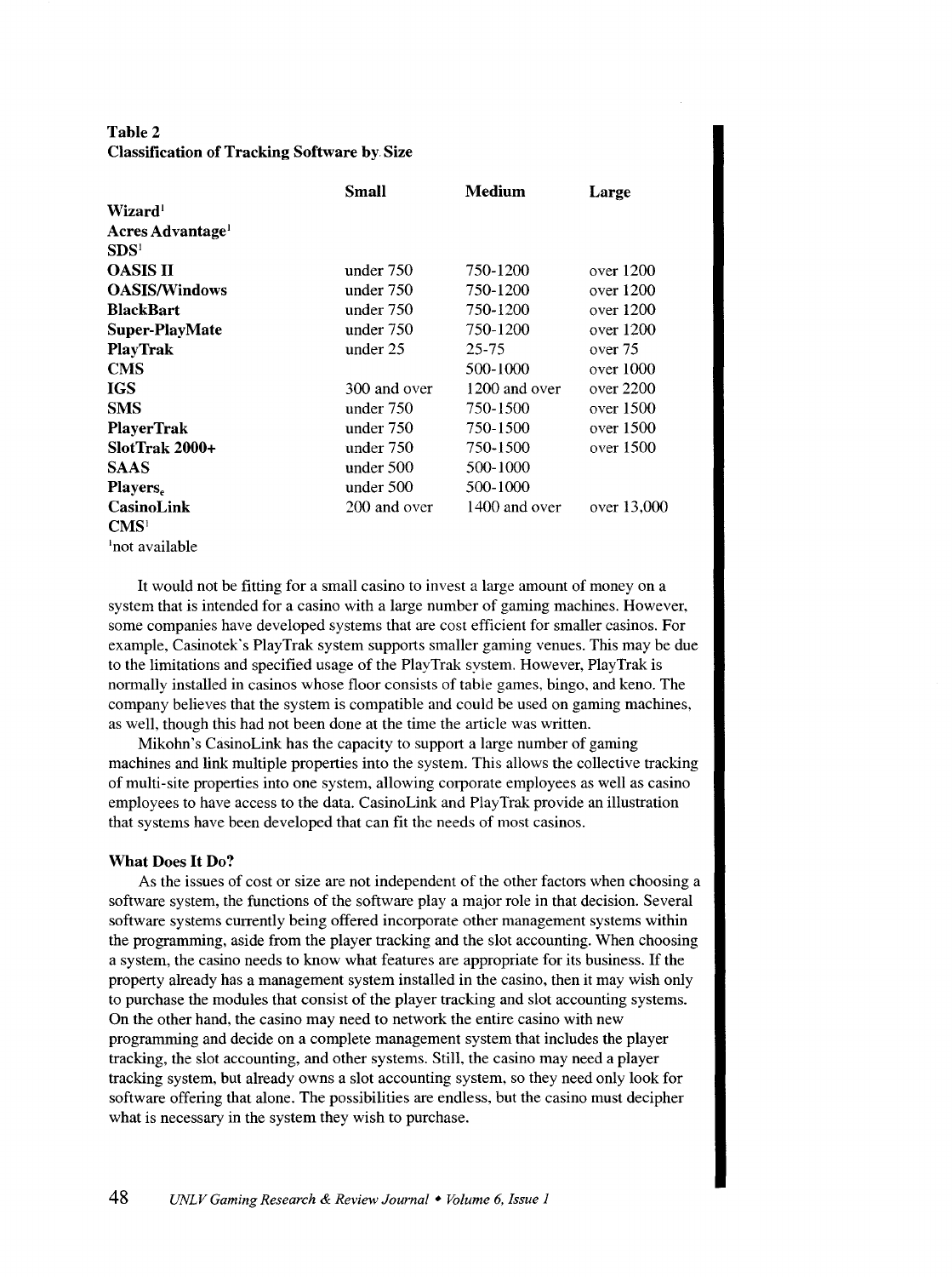**Table 2**
**Classification of Tracking Software by Size**

| | Small | Medium | Large |
|---|---|---|---|
| **Wizard**[1] | | | |
| **Acres Advantage**[1] | | | |
| **SDS**[1] | | | |
| **OASIS II** | under 750 | 750-1200 | over 1200 |
| **OASIS/Windows** | under 750 | 750-1200 | over 1200 |
| **BlackBart** | under 750 | 750-1200 | over 1200 |
| **Super-PlayMate** | under 750 | 750-1200 | over 1200 |
| **PlayTrak** | under 25 | 25-75 | over 75 |
| **CMS** | | 500-1000 | over 1000 |
| **IGS** | 300 and over | 1200 and over | over 2200 |
| **SMS** | under 750 | 750-1500 | over 1500 |
| **PlayerTrak** | under 750 | 750-1500 | over 1500 |
| **SlotTrak 2000+** | under 750 | 750-1500 | over 1500 |
| **SAAS** | under 500 | 500-1000 | |
| **Players$_e$** | under 500 | 500-1000 | |
| **CasinoLink** | 200 and over | 1400 and over | over 13,000 |
| **CMS**[1] | | | |

[1]not available

It would not be fitting for a small casino to invest a large amount of money on a system that is intended for a casino with a large number of gaming machines. However, some companies have developed systems that are cost efficient for smaller casinos. For example, Casinotek's PlayTrak system supports smaller gaming venues. This may be due to the limitations and specified usage of the PlayTrak system. However, PlayTrak is normally installed in casinos whose floor consists of table games, bingo, and keno. The company believes that the system is compatible and could be used on gaming machines, as well, though this had not been done at the time the article was written.

Mikohn's CasinoLink has the capacity to support a large number of gaming machines and link multiple properties into the system. This allows the collective tracking of multi-site properties into one system, allowing corporate employees as well as casino employees to have access to the data. CasinoLink and PlayTrak provide an illustration that systems have been developed that can fit the needs of most casinos.

### What Does It Do?

As the issues of cost or size are not independent of the other factors when choosing a software system, the functions of the software play a major role in that decision. Several software systems currently being offered incorporate other management systems within the programming, aside from the player tracking and the slot accounting. When choosing a system, the casino needs to know what features are appropriate for its business. If the property already has a management system installed in the casino, then it may wish only to purchase the modules that consist of the player tracking and slot accounting systems. On the other hand, the casino may need to network the entire casino with new programming and decide on a complete management system that includes the player tracking, the slot accounting, and other systems. Still, the casino may need a player tracking system, but already owns a slot accounting system, so they need only look for software offering that alone. The possibilities are endless, but the casino must decipher what is necessary in the system they wish to purchase.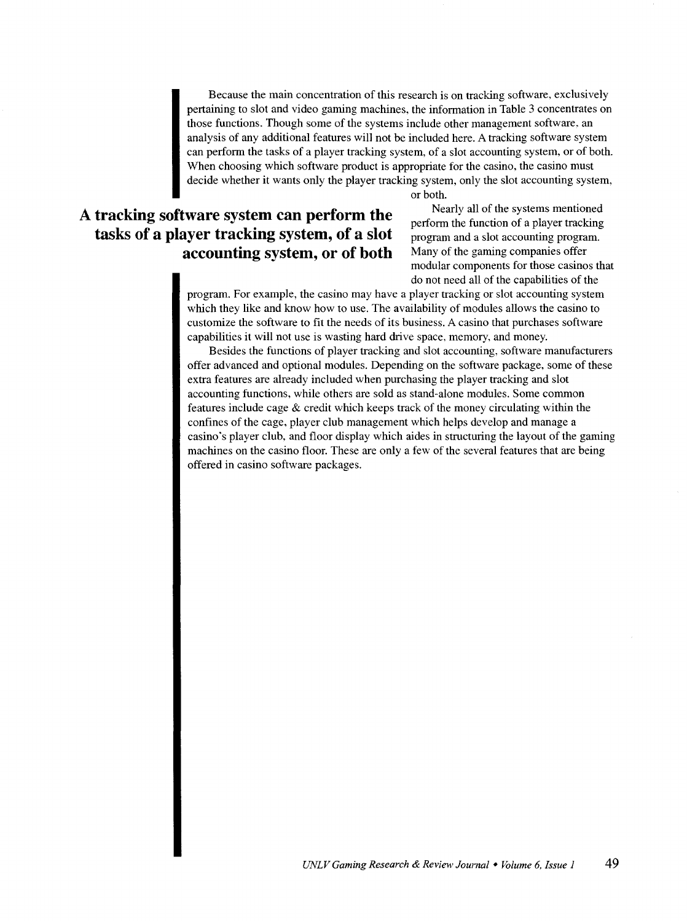Because the main concentration of this research is on tracking software, exclusively pertaining to slot and video gaming machines, the information in Table 3 concentrates on those functions. Though some of the systems include other management software, an analysis of any additional features will not be included here. A tracking software system can perform the tasks of a player tracking system, of a slot accounting system, or of both. When choosing which software product is appropriate for the casino, the casino must decide whether it wants only the player tracking system, only the slot accounting system, or both.

**A tracking software system can perform the tasks of a player tracking system, of a slot accounting system, or of both**

Nearly all of the systems mentioned perform the function of a player tracking program and a slot accounting program. Many of the gaming companies offer modular components for those casinos that do not need all of the capabilities of the program. For example, the casino may have a player tracking or slot accounting system which they like and know how to use. The availability of modules allows the casino to customize the software to fit the needs of its business. A casino that purchases software capabilities it will not use is wasting hard drive space, memory, and money.

Besides the functions of player tracking and slot accounting, software manufacturers offer advanced and optional modules. Depending on the software package, some of these extra features are already included when purchasing the player tracking and slot accounting functions, while others are sold as stand-alone modules. Some common features include cage & credit which keeps track of the money circulating within the confines of the cage, player club management which helps develop and manage a casino's player club, and floor display which aides in structuring the layout of the gaming machines on the casino floor. These are only a few of the several features that are being offered in casino software packages.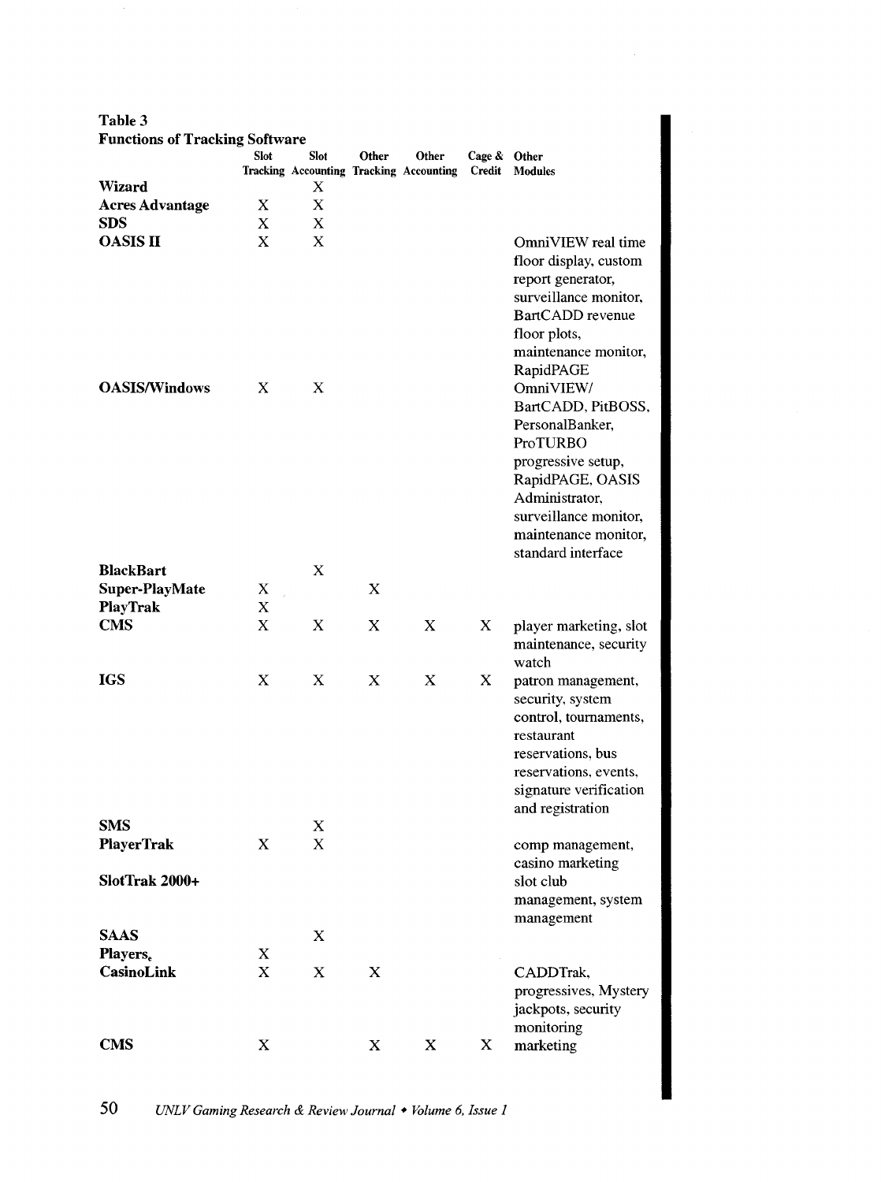**Table 3**
**Functions of Tracking Software**

| | Slot Tracking | Slot Accounting | Other Tracking | Other Accounting | Cage & Credit | Other Modules |
|---|---|---|---|---|---|---|
| **Wizard** | | X | | | | |
| **Acres Advantage** | X | X | | | | |
| **SDS** | X | X | | | | |
| **OASIS II** | X | X | | | | OmniVIEW real time floor display, custom report generator, surveillance monitor, BartCADD revenue floor plots, maintenance monitor, RapidPAGE |
| **OASIS/Windows** | X | X | | | | OmniVIEW/ BartCADD, PitBOSS, PersonalBanker, ProTURBO progressive setup, RapidPAGE, OASIS Administrator, surveillance monitor, maintenance monitor, standard interface |
| **BlackBart** | | X | | | | |
| **Super-PlayMate** | X | | X | | | |
| **PlayTrak** | X | | | | | |
| **CMS** | X | X | X | X | X | player marketing, slot maintenance, security watch |
| **IGS** | X | X | X | X | X | patron management, security, system control, tournaments, restaurant reservations, bus reservations, events, signature verification and registration |
| **SMS** | | X | | | | |
| **PlayerTrak** | X | X | | | | comp management, casino marketing |
| **SlotTrak 2000+** | | | | | | slot club management, system management |
| **SAAS** | | X | | | | |
| **Players$_e$** | X | | | | | |
| **CasinoLink** | X | X | X | | | CADDTrak, progressives, Mystery jackpots, security monitoring |
| **CMS** | X | | X | X | X | marketing |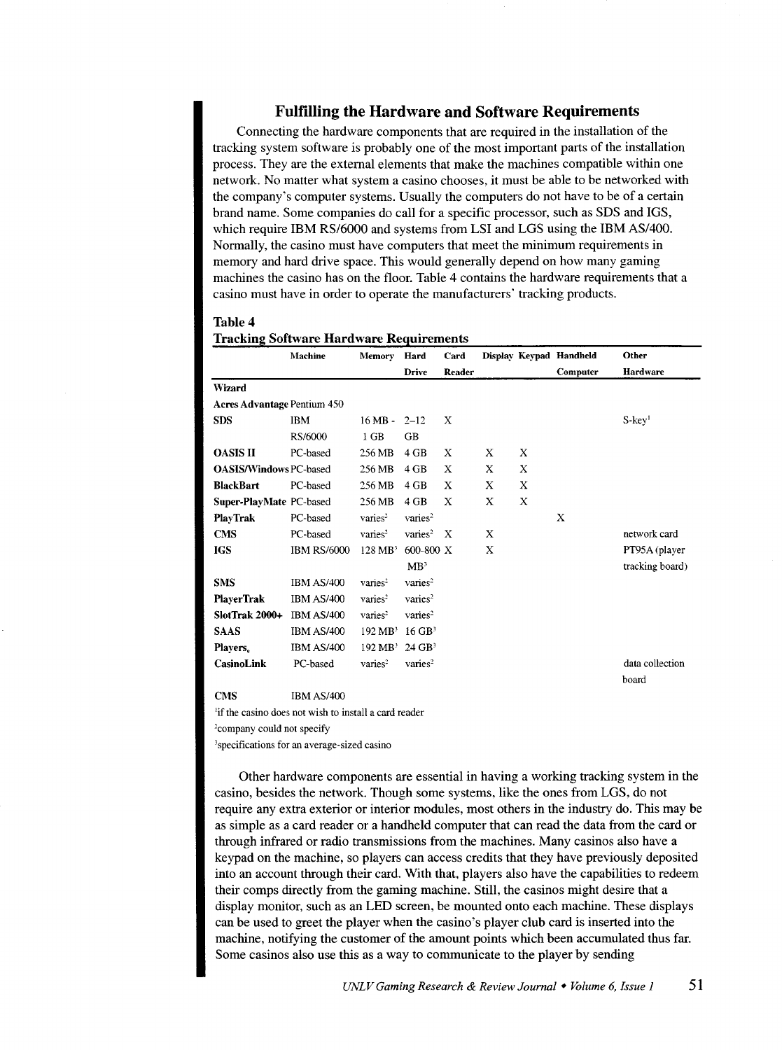## Fulfilling the Hardware and Software Requirements

Connecting the hardware components that are required in the installation of the tracking system software is probably one of the most important parts of the installation process. They are the external elements that make the machines compatible within one network. No matter what system a casino chooses, it must be able to be networked with the company's computer systems. Usually the computers do not have to be of a certain brand name. Some companies do call for a specific processor, such as SDS and IGS, which require IBM RS/6000 and systems from LSI and LGS using the IBM AS/400. Normally, the casino must have computers that meet the minimum requirements in memory and hard drive space. This would generally depend on how many gaming machines the casino has on the floor. Table 4 contains the hardware requirements that a casino must have in order to operate the manufacturers' tracking products.

**Table 4**
**Tracking Software Hardware Requirements**

| | Machine | Memory | Hard Drive | Card Reader | Display | Keypad | Handheld Computer | Other Hardware |
|---|---|---|---|---|---|---|---|---|
| **Wizard** | | | | | | | | |
| **Acres Advantage** | Pentium 450 | | | | | | | |
| **SDS** | IBM RS/6000 | 16 MB - 1 GB | 2–12 GB | X | | | | S-key[1] |
| **OASIS II** | PC-based | 256 MB | 4 GB | X | X | X | | |
| **OASIS/Windows** | PC-based | 256 MB | 4 GB | X | X | X | | |
| **BlackBart** | PC-based | 256 MB | 4 GB | X | X | X | | |
| **Super-PlayMate** | PC-based | 256 MB | 4 GB | X | X | X | | |
| **PlayTrak** | PC-based | varies[2] | varies[2] | | | | X | |
| **CMS** | PC-based | varies[2] | varies[2] | X | X | | | network card |
| **IGS** | IBM RS/6000 | 128 MB[3] | 600-800 MB[3] | X | X | | | PT95A (player tracking board) |
| **SMS** | IBM AS/400 | varies[2] | varies[2] | | | | | |
| **PlayerTrak** | IBM AS/400 | varies[2] | varies[2] | | | | | |
| **SlotTrak 2000+** | IBM AS/400 | varies[2] | varies[2] | | | | | |
| **SAAS** | IBM AS/400 | 192 MB[3] | 16 GB[3] | | | | | |
| **Players$_e$** | IBM AS/400 | 192 MB[3] | 24 GB[3] | | | | | |
| **CasinoLink** | PC-based | varies[2] | varies[2] | | | | | data collection board |
| **CMS** | IBM AS/400 | | | | | | | |

[1]if the casino does not wish to install a card reader
[2]company could not specify
[3]specifications for an average-sized casino

Other hardware components are essential in having a working tracking system in the casino, besides the network. Though some systems, like the ones from LGS, do not require any extra exterior or interior modules, most others in the industry do. This may be as simple as a card reader or a handheld computer that can read the data from the card or through infrared or radio transmissions from the machines. Many casinos also have a keypad on the machine, so players can access credits that they have previously deposited into an account through their card. With that, players also have the capabilities to redeem their comps directly from the gaming machine. Still, the casinos might desire that a display monitor, such as an LED screen, be mounted onto each machine. These displays can be used to greet the player when the casino's player club card is inserted into the machine, notifying the customer of the amount points which been accumulated thus far. Some casinos also use this as a way to communicate to the player by sending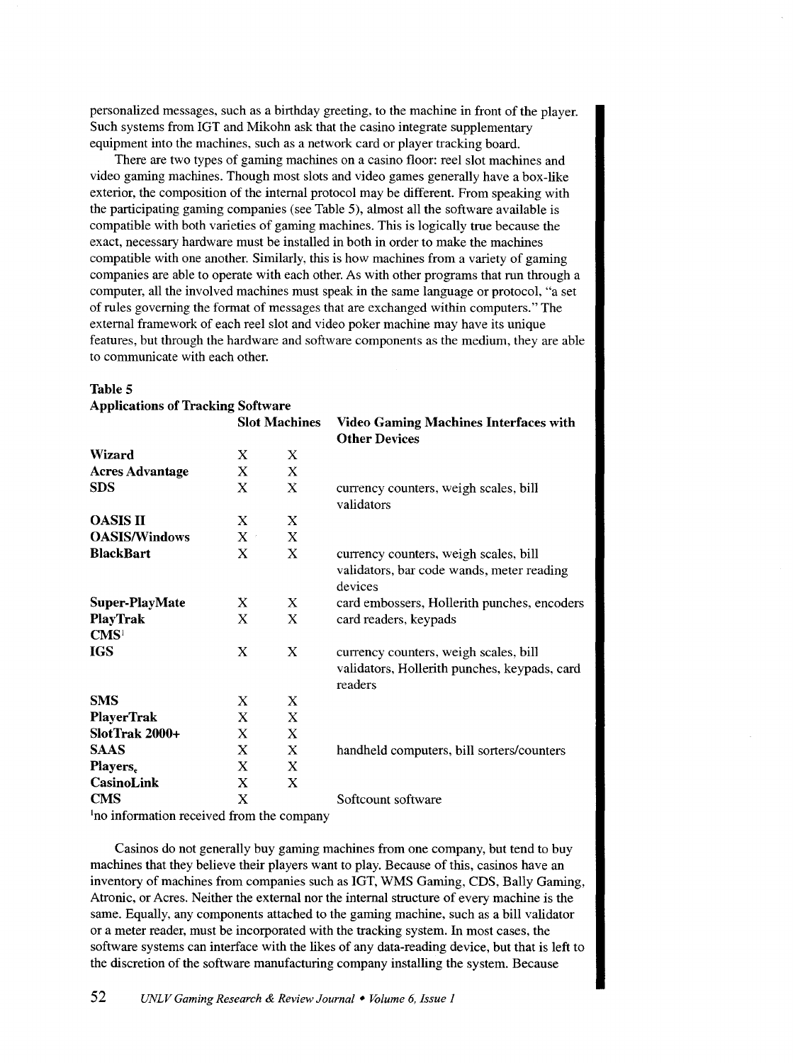personalized messages, such as a birthday greeting, to the machine in front of the player. Such systems from IGT and Mikohn ask that the casino integrate supplementary equipment into the machines, such as a network card or player tracking board.

There are two types of gaming machines on a casino floor: reel slot machines and video gaming machines. Though most slots and video games generally have a box-like exterior, the composition of the internal protocol may be different. From speaking with the participating gaming companies (see Table 5), almost all the software available is compatible with both varieties of gaming machines. This is logically true because the exact, necessary hardware must be installed in both in order to make the machines compatible with one another. Similarly, this is how machines from a variety of gaming companies are able to operate with each other. As with other programs that run through a computer, all the involved machines must speak in the same language or protocol, "a set of rules governing the format of messages that are exchanged within computers." The external framework of each reel slot and video poker machine may have its unique features, but through the hardware and software components as the medium, they are able to communicate with each other.

**Table 5**
**Applications of Tracking Software**

| | Slot Machines | Video Gaming Machines | Interfaces with Other Devices |
|---|---|---|---|
| **Wizard** | X | X | |
| **Acres Advantage** | X | X | |
| **SDS** | X | X | currency counters, weigh scales, bill validators |
| **OASIS II** | X | X | |
| **OASIS/Windows** | X | X | |
| **BlackBart** | X | X | currency counters, weigh scales, bill validators, bar code wands, meter reading devices |
| **Super-PlayMate** | X | X | card embossers, Hollerith punches, encoders |
| **PlayTrak** | X | X | card readers, keypads |
| **CMS**[1] | | | |
| **IGS** | X | X | currency counters, weigh scales, bill validators, Hollerith punches, keypads, card readers |
| **SMS** | X | X | |
| **PlayerTrak** | X | X | |
| **SlotTrak 2000+** | X | X | |
| **SAAS** | X | X | handheld computers, bill sorters/counters |
| **Players$_e$** | X | X | |
| **CasinoLink** | X | X | |
| **CMS** | X | | Softcount software |

[1]no information received from the company

Casinos do not generally buy gaming machines from one company, but tend to buy machines that they believe their players want to play. Because of this, casinos have an inventory of machines from companies such as IGT, WMS Gaming, CDS, Bally Gaming, Atronic, or Acres. Neither the external nor the internal structure of every machine is the same. Equally, any components attached to the gaming machine, such as a bill validator or a meter reader, must be incorporated with the tracking system. In most cases, the software systems can interface with the likes of any data-reading device, but that is left to the discretion of the software manufacturing company installing the system. Because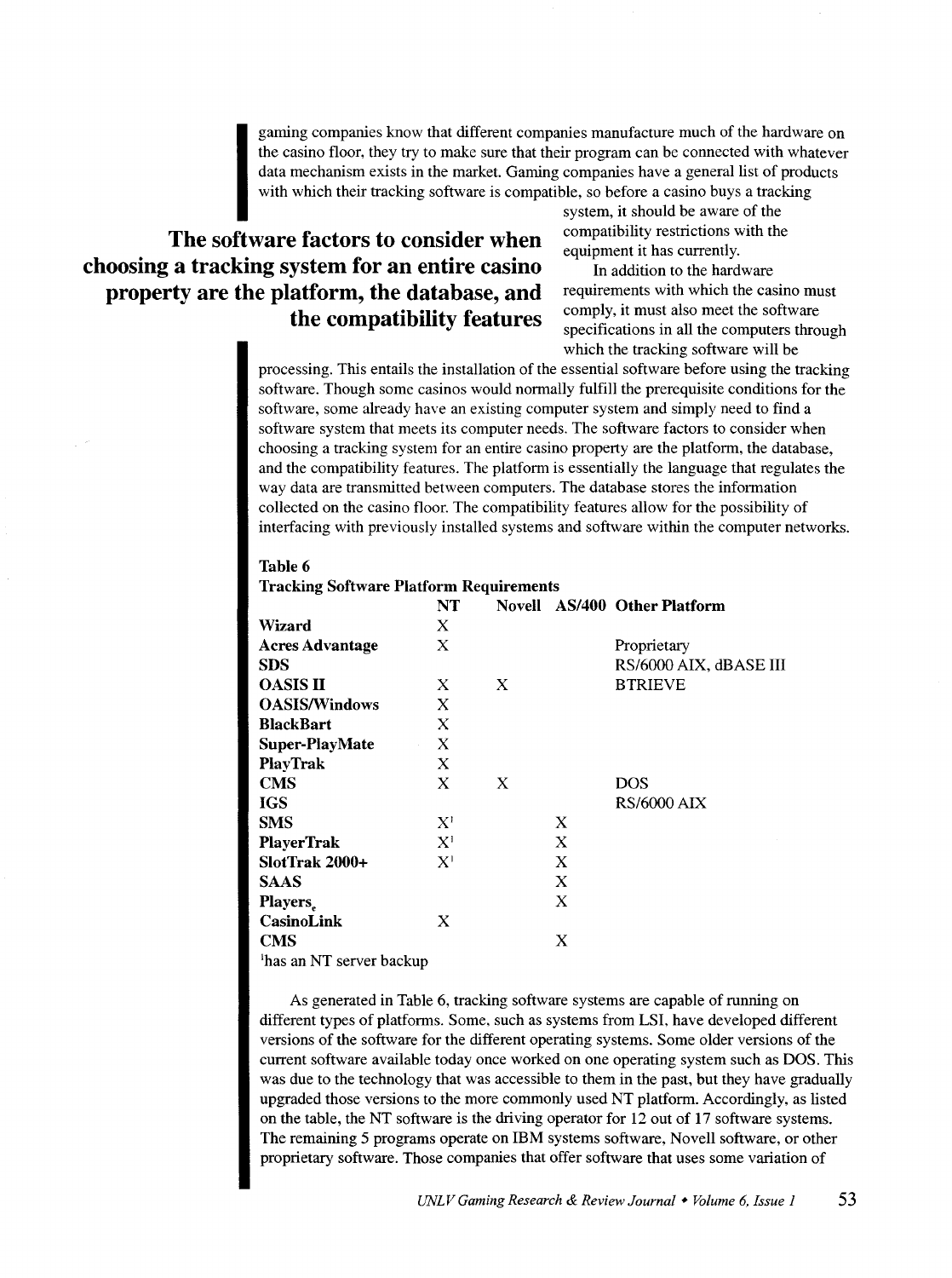gaming companies know that different companies manufacture much of the hardware on the casino floor, they try to make sure that their program can be connected with whatever data mechanism exists in the market. Gaming companies have a general list of products with which their tracking software is compatible, so before a casino buys a tracking system, it should be aware of the compatibility restrictions with the equipment it has currently.

**The software factors to consider when choosing a tracking system for an entire casino property are the platform, the database, and the compatibility features**

In addition to the hardware requirements with which the casino must comply, it must also meet the software specifications in all the computers through which the tracking software will be processing. This entails the installation of the essential software before using the tracking software. Though some casinos would normally fulfill the prerequisite conditions for the software, some already have an existing computer system and simply need to find a software system that meets its computer needs. The software factors to consider when choosing a tracking system for an entire casino property are the platform, the database, and the compatibility features. The platform is essentially the language that regulates the way data are transmitted between computers. The database stores the information collected on the casino floor. The compatibility features allow for the possibility of interfacing with previously installed systems and software within the computer networks.

**Table 6**
**Tracking Software Platform Requirements**

| | NT | Novell | AS/400 | Other Platform |
|---|---|---|---|---|
| **Wizard** | X | | | |
| **Acres Advantage** | X | | | Proprietary |
| **SDS** | | | | RS/6000 AIX, dBASE III |
| **OASIS II** | X | X | | BTRIEVE |
| **OASIS/Windows** | X | | | |
| **BlackBart** | X | | | |
| **Super-PlayMate** | X | | | |
| **PlayTrak** | X | | | |
| **CMS** | X | X | | DOS |
| **IGS** | | | | RS/6000 AIX |
| **SMS** | X[1] | | X | |
| **PlayerTrak** | X[1] | | X | |
| **SlotTrak 2000+** | X[1] | | X | |
| **SAAS** | | | X | |
| **Players$_e$** | | | X | |
| **CasinoLink** | X | | | |
| **CMS** | | | X | |

[1]has an NT server backup

As generated in Table 6, tracking software systems are capable of running on different types of platforms. Some, such as systems from LSI, have developed different versions of the software for the different operating systems. Some older versions of the current software available today once worked on one operating system such as DOS. This was due to the technology that was accessible to them in the past, but they have gradually upgraded those versions to the more commonly used NT platform. Accordingly, as listed on the table, the NT software is the driving operator for 12 out of 17 software systems. The remaining 5 programs operate on IBM systems software, Novell software, or other proprietary software. Those companies that offer software that uses some variation of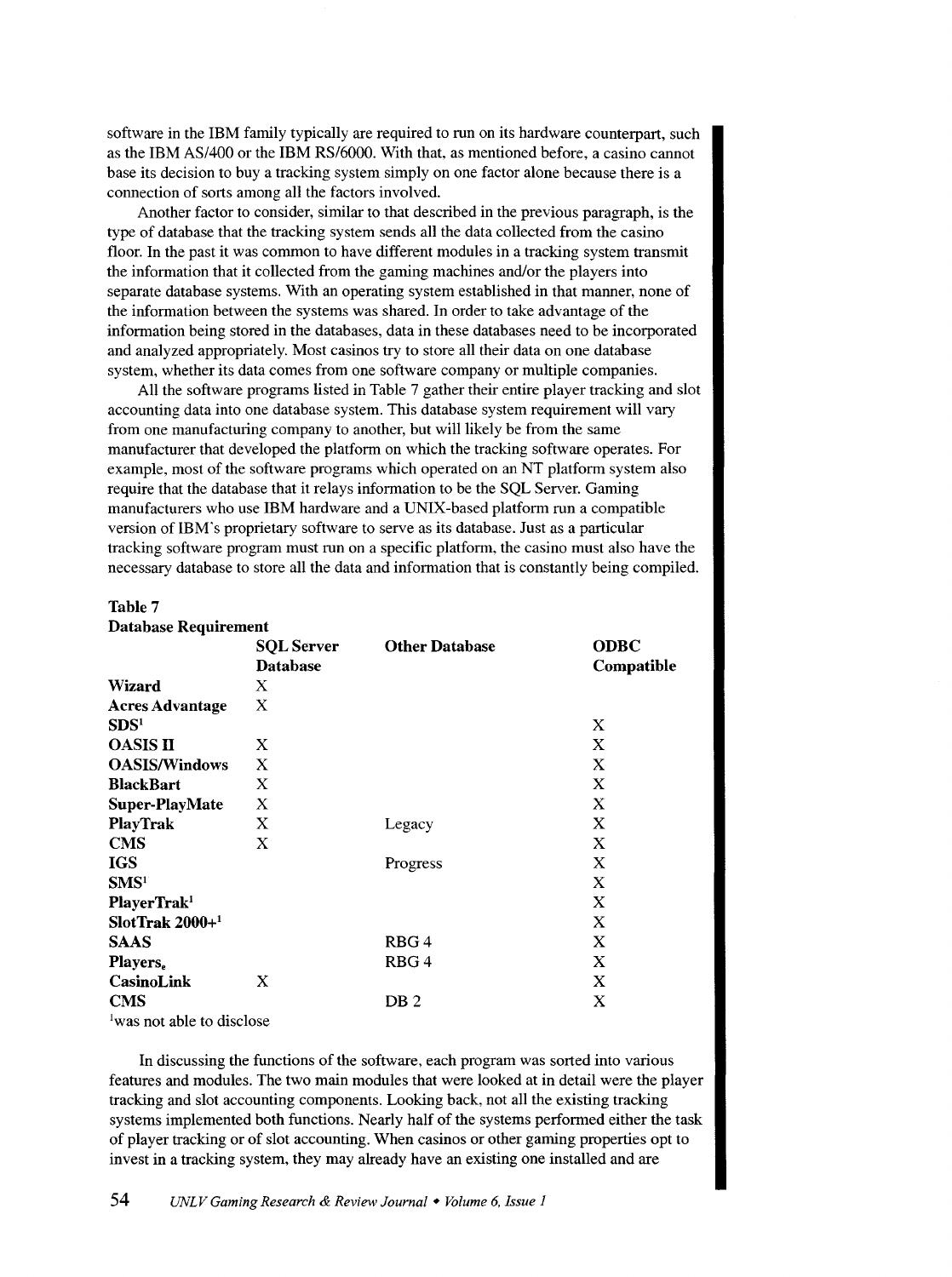software in the IBM family typically are required to run on its hardware counterpart, such as the IBM AS/400 or the IBM RS/6000. With that, as mentioned before, a casino cannot base its decision to buy a tracking system simply on one factor alone because there is a connection of sorts among all the factors involved.

Another factor to consider, similar to that described in the previous paragraph, is the type of database that the tracking system sends all the data collected from the casino floor. In the past it was common to have different modules in a tracking system transmit the information that it collected from the gaming machines and/or the players into separate database systems. With an operating system established in that manner, none of the information between the systems was shared. In order to take advantage of the information being stored in the databases, data in these databases need to be incorporated and analyzed appropriately. Most casinos try to store all their data on one database system, whether its data comes from one software company or multiple companies.

All the software programs listed in Table 7 gather their entire player tracking and slot accounting data into one database system. This database system requirement will vary from one manufacturing company to another, but will likely be from the same manufacturer that developed the platform on which the tracking software operates. For example, most of the software programs which operated on an NT platform system also require that the database that it relays information to be the SQL Server. Gaming manufacturers who use IBM hardware and a UNIX-based platform run a compatible version of IBM's proprietary software to serve as its database. Just as a particular tracking software program must run on a specific platform, the casino must also have the necessary database to store all the data and information that is constantly being compiled.

**Table 7**
**Database Requirement**

| | SQL Server Database | Other Database | ODBC Compatible |
|---|---|---|---|
| **Wizard** | X | | |
| **Acres Advantage** | X | | |
| **SDS**[1] | | | X |
| **OASIS II** | X | | X |
| **OASIS/Windows** | X | | X |
| **BlackBart** | X | | X |
| **Super-PlayMate** | X | | X |
| **PlayTrak** | X | Legacy | X |
| **CMS** | X | | X |
| **IGS** | | Progress | X |
| **SMS**[1] | | | X |
| **PlayerTrak**[1] | | | X |
| **SlotTrak 2000+**[1] | | | X |
| **SAAS** | | RBG 4 | X |
| **Players$_e$** | | RBG 4 | X |
| **CasinoLink** | X | | X |
| **CMS** | | DB 2 | X |

[1]was not able to disclose

In discussing the functions of the software, each program was sorted into various features and modules. The two main modules that were looked at in detail were the player tracking and slot accounting components. Looking back, not all the existing tracking systems implemented both functions. Nearly half of the systems performed either the task of player tracking or of slot accounting. When casinos or other gaming properties opt to invest in a tracking system, they may already have an existing one installed and are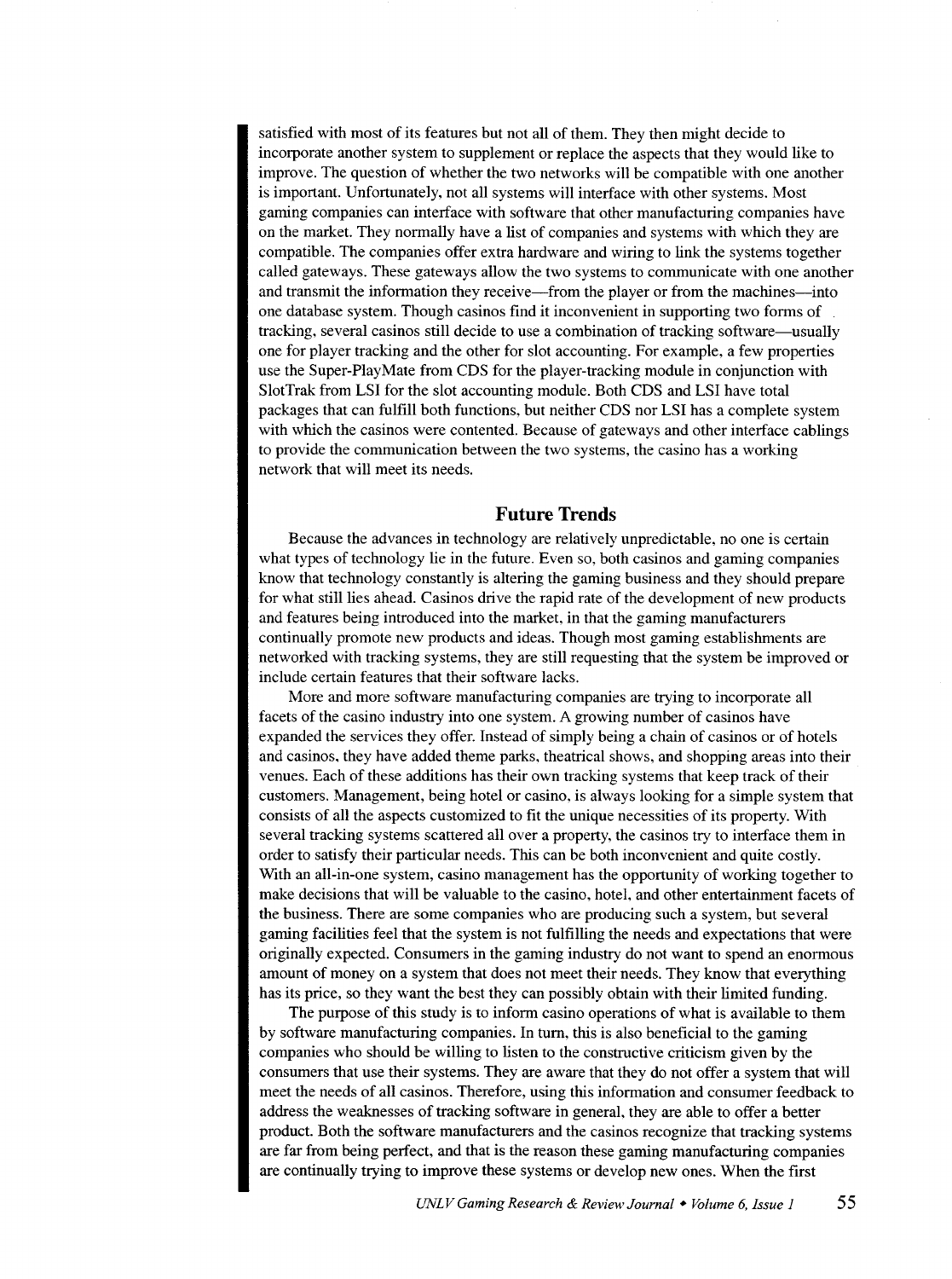satisfied with most of its features but not all of them. They then might decide to incorporate another system to supplement or replace the aspects that they would like to improve. The question of whether the two networks will be compatible with one another is important. Unfortunately, not all systems will interface with other systems. Most gaming companies can interface with software that other manufacturing companies have on the market. They normally have a list of companies and systems with which they are compatible. The companies offer extra hardware and wiring to link the systems together called gateways. These gateways allow the two systems to communicate with one another and transmit the information they receive—from the player or from the machines—into one database system. Though casinos find it inconvenient in supporting two forms of tracking, several casinos still decide to use a combination of tracking software—usually one for player tracking and the other for slot accounting. For example, a few properties use the Super-PlayMate from CDS for the player-tracking module in conjunction with SlotTrak from LSI for the slot accounting module. Both CDS and LSI have total packages that can fulfill both functions, but neither CDS nor LSI has a complete system with which the casinos were contented. Because of gateways and other interface cablings to provide the communication between the two systems, the casino has a working network that will meet its needs.

## Future Trends

Because the advances in technology are relatively unpredictable, no one is certain what types of technology lie in the future. Even so, both casinos and gaming companies know that technology constantly is altering the gaming business and they should prepare for what still lies ahead. Casinos drive the rapid rate of the development of new products and features being introduced into the market, in that the gaming manufacturers continually promote new products and ideas. Though most gaming establishments are networked with tracking systems, they are still requesting that the system be improved or include certain features that their software lacks.

More and more software manufacturing companies are trying to incorporate all facets of the casino industry into one system. A growing number of casinos have expanded the services they offer. Instead of simply being a chain of casinos or of hotels and casinos, they have added theme parks, theatrical shows, and shopping areas into their venues. Each of these additions has their own tracking systems that keep track of their customers. Management, being hotel or casino, is always looking for a simple system that consists of all the aspects customized to fit the unique necessities of its property. With several tracking systems scattered all over a property, the casinos try to interface them in order to satisfy their particular needs. This can be both inconvenient and quite costly. With an all-in-one system, casino management has the opportunity of working together to make decisions that will be valuable to the casino, hotel, and other entertainment facets of the business. There are some companies who are producing such a system, but several gaming facilities feel that the system is not fulfilling the needs and expectations that were originally expected. Consumers in the gaming industry do not want to spend an enormous amount of money on a system that does not meet their needs. They know that everything has its price, so they want the best they can possibly obtain with their limited funding.

The purpose of this study is to inform casino operations of what is available to them by software manufacturing companies. In turn, this is also beneficial to the gaming companies who should be willing to listen to the constructive criticism given by the consumers that use their systems. They are aware that they do not offer a system that will meet the needs of all casinos. Therefore, using this information and consumer feedback to address the weaknesses of tracking software in general, they are able to offer a better product. Both the software manufacturers and the casinos recognize that tracking systems are far from being perfect, and that is the reason these gaming manufacturing companies are continually trying to improve these systems or develop new ones. When the first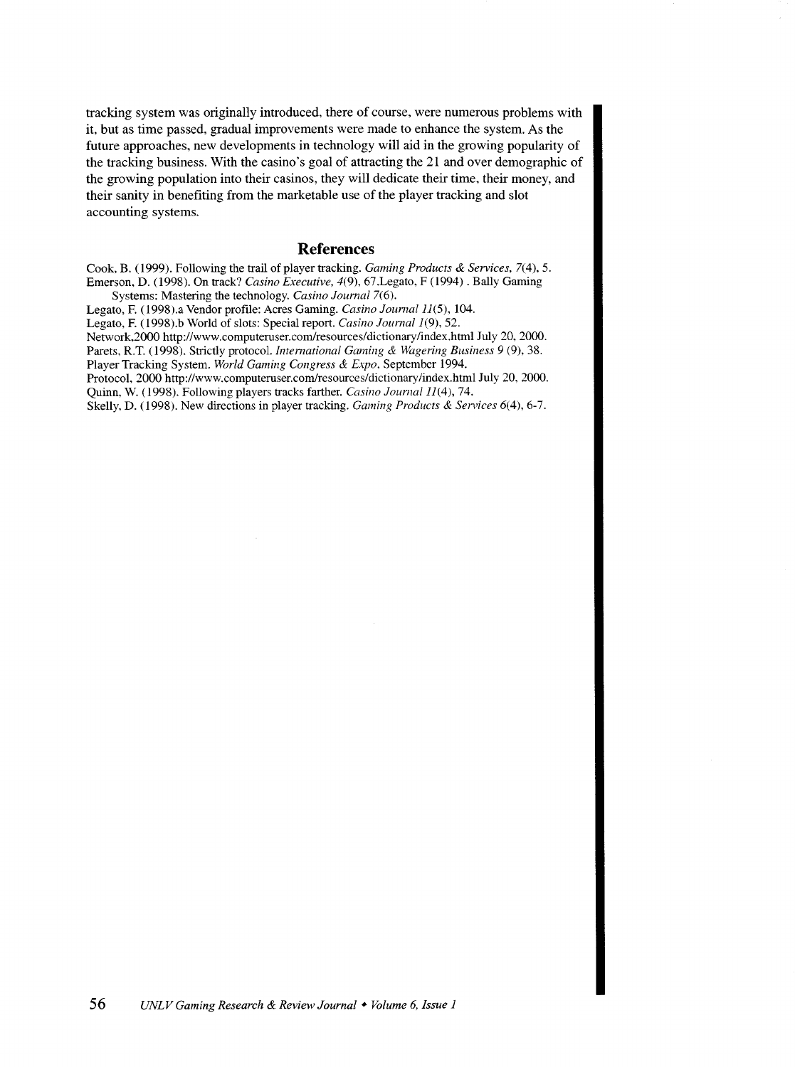tracking system was originally introduced, there of course, were numerous problems with it, but as time passed, gradual improvements were made to enhance the system. As the future approaches, new developments in technology will aid in the growing popularity of the tracking business. With the casino's goal of attracting the 21 and over demographic of the growing population into their casinos, they will dedicate their time, their money, and their sanity in benefiting from the marketable use of the player tracking and slot accounting systems.

## References

Cook, B. (1999). Following the trail of player tracking. *Gaming Products & Services, 7*(4), 5.

Emerson, D. (1998). On track? *Casino Executive, 4*(9), 67.Legato, F (1994) . Bally Gaming Systems: Mastering the technology. *Casino Journal 7*(6).

Legato, F. (1998).a Vendor profile: Acres Gaming. *Casino Journal 11*(5), 104.

Legato, F. (1998).b World of slots: Special report. *Casino Journal 1*(9), 52.

Network,2000 http://www.computeruser.com/resources/dictionary/index.html July 20, 2000.

Parets, R.T. (1998). Strictly protocol. *International Gaming & Wagering Business 9* (9), 38.

Player Tracking System. *World Gaming Congress & Expo*, September 1994.

Protocol, 2000 http://www.computeruser.com/resources/dictionary/index.html July 20, 2000.

Quinn, W. (1998). Following players tracks farther. *Casino Journal 11*(4), 74.

Skelly, D. (1998). New directions in player tracking. *Gaming Products & Services 6*(4), 6-7.